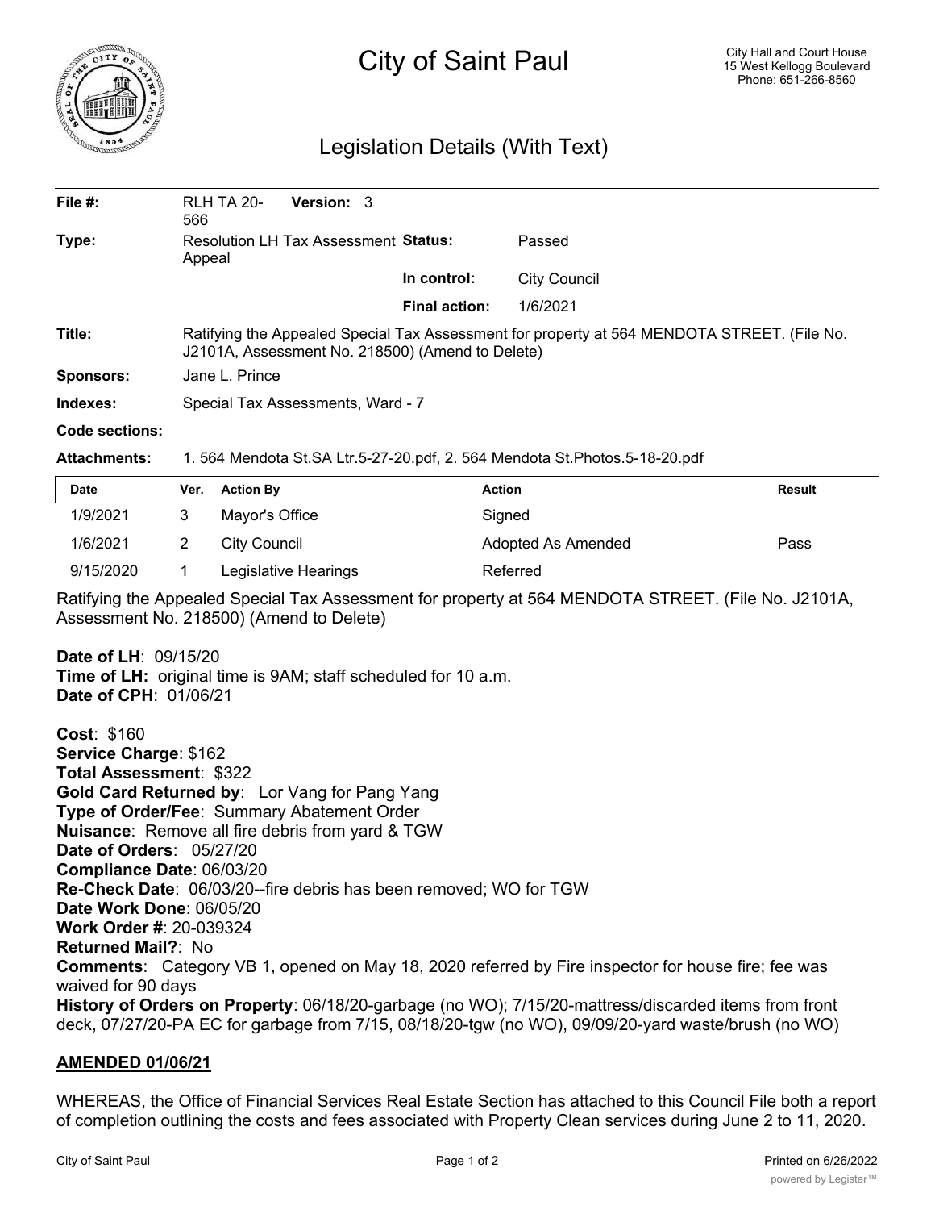# City of Saint Paul

City Hall and Court House
15 West Kellogg Boulevard
Phone: 651-266-8560

## Legislation Details (With Text)

| | | | |
|---|---|---|---|
| **File #:** | RLH TA 20-566 **Version:** 3 | | |
| **Type:** | Resolution LH Tax Assessment Appeal | **Status:** | Passed |
| | | **In control:** | City Council |
| | | **Final action:** | 1/6/2021 |

**Title:** Ratifying the Appealed Special Tax Assessment for property at 564 MENDOTA STREET. (File No. J2101A, Assessment No. 218500) (Amend to Delete)

**Sponsors:** Jane L. Prince

**Indexes:** Special Tax Assessments, Ward - 7

**Code sections:**

**Attachments:** 1. 564 Mendota St.SA Ltr.5-27-20.pdf, 2. 564 Mendota St.Photos.5-18-20.pdf

| Date | Ver. | Action By | Action | Result |
|---|---|---|---|---|
| 1/9/2021 | 3 | Mayor's Office | Signed | |
| 1/6/2021 | 2 | City Council | Adopted As Amended | Pass |
| 9/15/2020 | 1 | Legislative Hearings | Referred | |

Ratifying the Appealed Special Tax Assessment for property at 564 MENDOTA STREET. (File No. J2101A, Assessment No. 218500) (Amend to Delete)

**Date of LH**: 09/15/20
**Time of LH:** original time is 9AM; staff scheduled for 10 a.m.
**Date of CPH**: 01/06/21

**Cost**: $160
**Service Charge**: $162
**Total Assessment**: $322
**Gold Card Returned by**: Lor Vang for Pang Yang
**Type of Order/Fee**: Summary Abatement Order
**Nuisance**: Remove all fire debris from yard & TGW
**Date of Orders**: 05/27/20
**Compliance Date**: 06/03/20
**Re-Check Date**: 06/03/20--fire debris has been removed; WO for TGW
**Date Work Done**: 06/05/20
**Work Order #**: 20-039324
**Returned Mail?**: No
**Comments**: Category VB 1, opened on May 18, 2020 referred by Fire inspector for house fire; fee was waived for 90 days
**History of Orders on Property**: 06/18/20-garbage (no WO); 7/15/20-mattress/discarded items from front deck, 07/27/20-PA EC for garbage from 7/15, 08/18/20-tgw (no WO), 09/09/20-yard waste/brush (no WO)

**AMENDED 01/06/21**

WHEREAS, the Office of Financial Services Real Estate Section has attached to this Council File both a report of completion outlining the costs and fees associated with Property Clean services during June 2 to 11, 2020.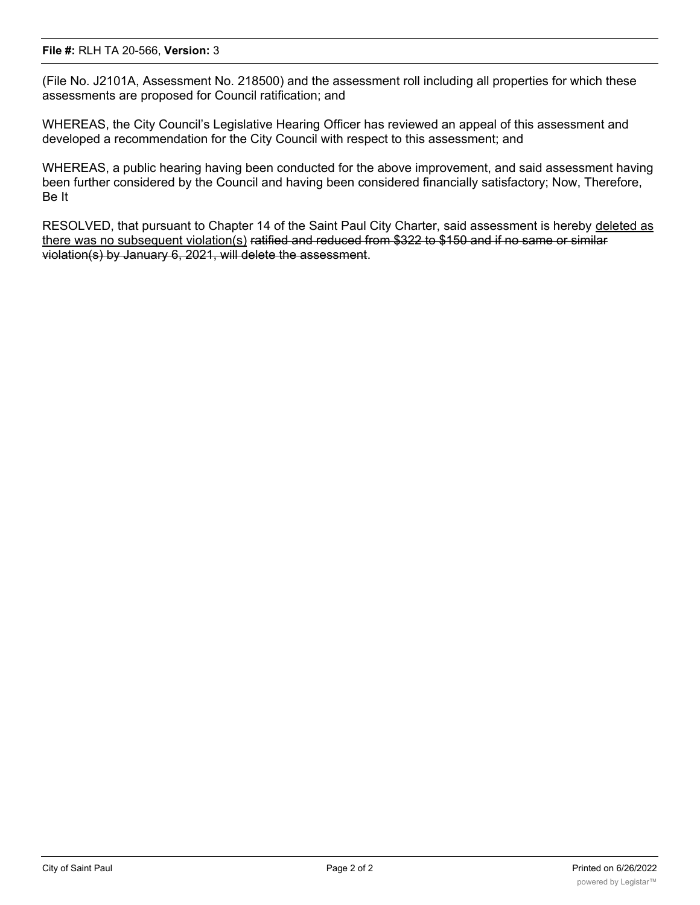(File No. J2101A, Assessment No. 218500) and the assessment roll including all properties for which these assessments are proposed for Council ratification; and

WHEREAS, the City Council's Legislative Hearing Officer has reviewed an appeal of this assessment and developed a recommendation for the City Council with respect to this assessment; and

WHEREAS, a public hearing having been conducted for the above improvement, and said assessment having been further considered by the Council and having been considered financially satisfactory; Now, Therefore, Be It

RESOLVED, that pursuant to Chapter 14 of the Saint Paul City Charter, said assessment is hereby <u>deleted as there was no subsequent violation(s)</u> ~~ratified and reduced from $322 to $150 and if no same or similar violation(s) by January 6, 2021, will delete the assessment~~.